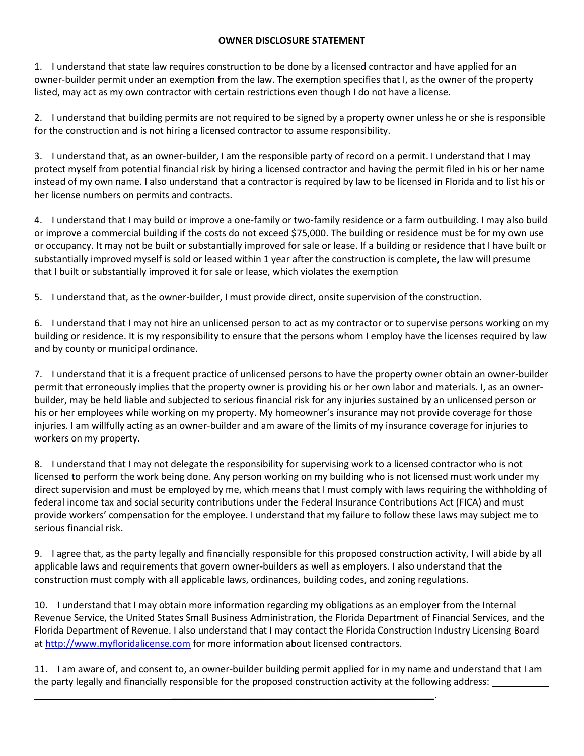**OWNER DISCLOSURE STATEMENT**

1. I understand that state law requires construction to be done by a licensed contractor and have applied for an owner-builder permit under an exemption from the law. The exemption specifies that I, as the owner of the property listed, may act as my own contractor with certain restrictions even though I do not have a license.

2. I understand that building permits are not required to be signed by a property owner unless he or she is responsible for the construction and is not hiring a licensed contractor to assume responsibility.

3. I understand that, as an owner-builder, I am the responsible party of record on a permit. I understand that I may protect myself from potential financial risk by hiring a licensed contractor and having the permit filed in his or her name instead of my own name. I also understand that a contractor is required by law to be licensed in Florida and to list his or her license numbers on permits and contracts.

4. I understand that I may build or improve a one-family or two-family residence or a farm outbuilding. I may also build or improve a commercial building if the costs do not exceed $75,000. The building or residence must be for my own use or occupancy. It may not be built or substantially improved for sale or lease. If a building or residence that I have built or substantially improved myself is sold or leased within 1 year after the construction is complete, the law will presume that I built or substantially improved it for sale or lease, which violates the exemption

5. I understand that, as the owner-builder, I must provide direct, onsite supervision of the construction.

6. I understand that I may not hire an unlicensed person to act as my contractor or to supervise persons working on my building or residence. It is my responsibility to ensure that the persons whom I employ have the licenses required by law and by county or municipal ordinance.

7. I understand that it is a frequent practice of unlicensed persons to have the property owner obtain an owner-builder permit that erroneously implies that the property owner is providing his or her own labor and materials. I, as an owner-builder, may be held liable and subjected to serious financial risk for any injuries sustained by an unlicensed person or his or her employees while working on my property. My homeowner's insurance may not provide coverage for those injuries. I am willfully acting as an owner-builder and am aware of the limits of my insurance coverage for injuries to workers on my property.

8. I understand that I may not delegate the responsibility for supervising work to a licensed contractor who is not licensed to perform the work being done. Any person working on my building who is not licensed must work under my direct supervision and must be employed by me, which means that I must comply with laws requiring the withholding of federal income tax and social security contributions under the Federal Insurance Contributions Act (FICA) and must provide workers' compensation for the employee. I understand that my failure to follow these laws may subject me to serious financial risk.

9. I agree that, as the party legally and financially responsible for this proposed construction activity, I will abide by all applicable laws and requirements that govern owner-builders as well as employers. I also understand that the construction must comply with all applicable laws, ordinances, building codes, and zoning regulations.

10. I understand that I may obtain more information regarding my obligations as an employer from the Internal Revenue Service, the United States Small Business Administration, the Florida Department of Financial Services, and the Florida Department of Revenue. I also understand that I may contact the Florida Construction Industry Licensing Board at http://www.myfloridalicense.com for more information about licensed contractors.

11. I am aware of, and consent to, an owner-builder building permit applied for in my name and understand that I am the party legally and financially responsible for the proposed construction activity at the following address: ______________________________________________________________________.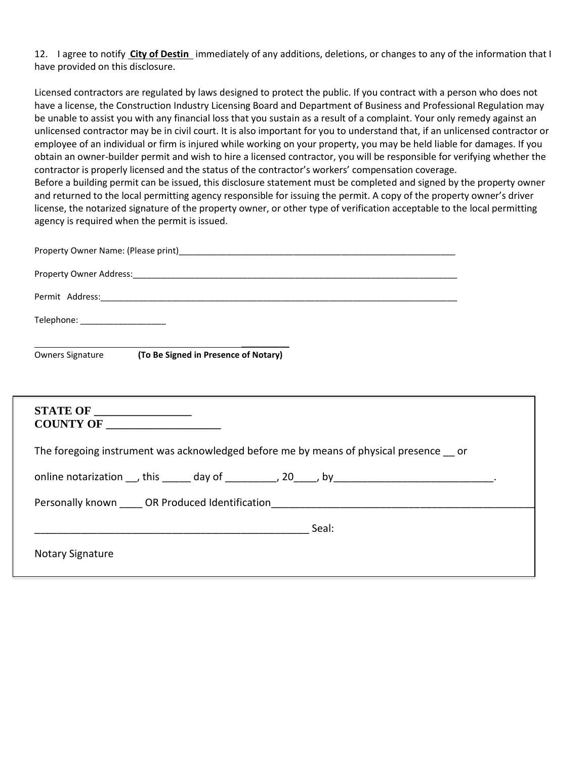12. I agree to notify **City of Destin** immediately of any additions, deletions, or changes to any of the information that I have provided on this disclosure.

Licensed contractors are regulated by laws designed to protect the public. If you contract with a person who does not have a license, the Construction Industry Licensing Board and Department of Business and Professional Regulation may be unable to assist you with any financial loss that you sustain as a result of a complaint. Your only remedy against an unlicensed contractor may be in civil court. It is also important for you to understand that, if an unlicensed contractor or employee of an individual or firm is injured while working on your property, you may be held liable for damages. If you obtain an owner-builder permit and wish to hire a licensed contractor, you will be responsible for verifying whether the contractor is properly licensed and the status of the contractor's workers' compensation coverage.
Before a building permit can be issued, this disclosure statement must be completed and signed by the property owner and returned to the local permitting agency responsible for issuing the permit. A copy of the property owner's driver license, the notarized signature of the property owner, or other type of verification acceptable to the local permitting agency is required when the permit is issued.

Property Owner Name: (Please print)_______________________________________________________________

Property Owner Address:__________________________________________________________________________

Permit Address:__________________________________________________________________________________

Telephone: ___________________

_______________________________________________

Owners Signature **(To Be Signed in Presence of Notary)**

**STATE OF ________________**
**COUNTY OF __________________**

The foregoing instrument was acknowledged before me by means of physical presence __ or

online notarization __, this _____ day of _________, 20____, by____________________________.

Personally known ____ OR Produced Identification_______________________________________________

__________________________________________________ Seal:

Notary Signature